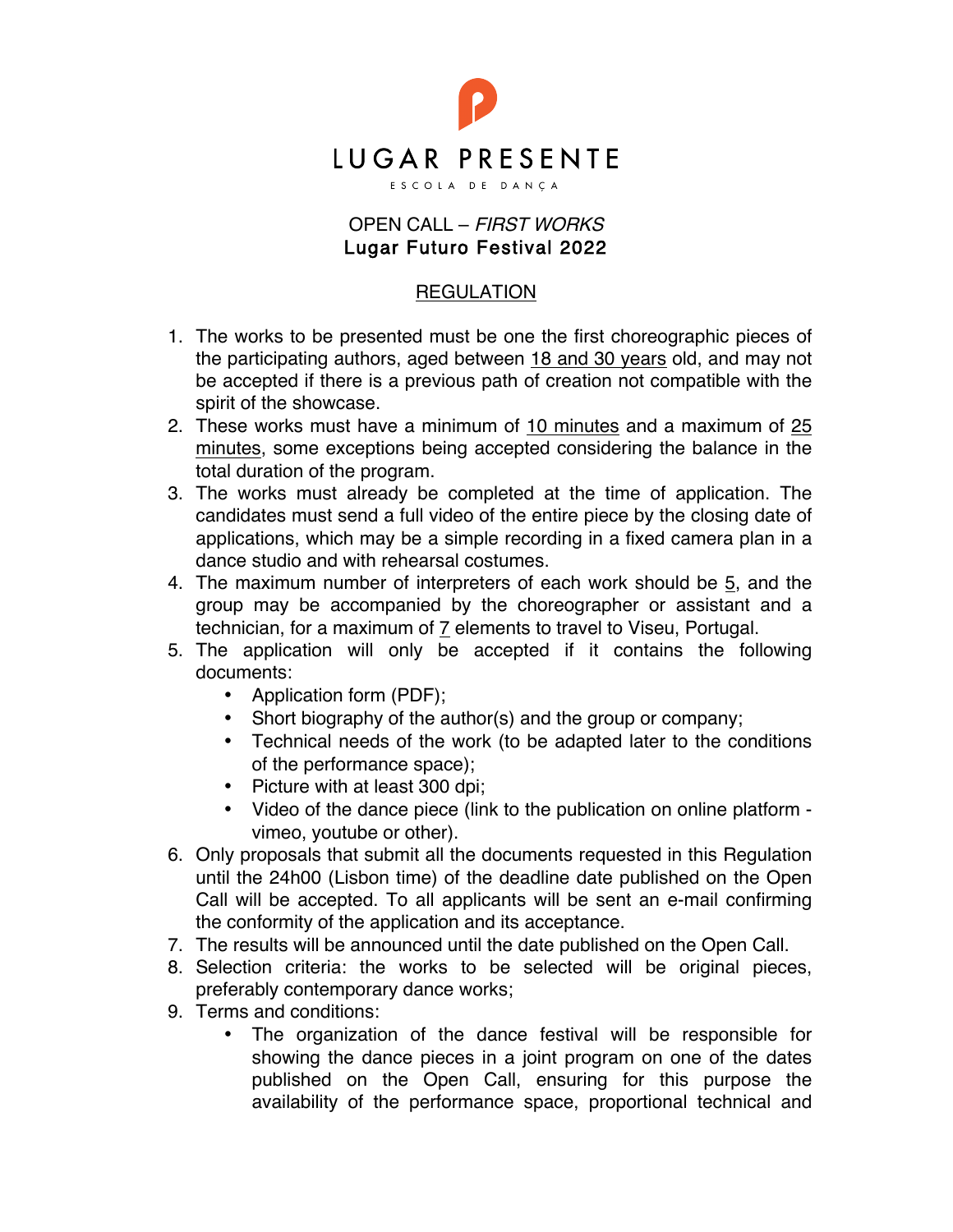LUGAR PRESENTE

ESCOLA DE DANÇA

# OPEN CALL – *FIRST WORKS*
## Lugar Futuro Festival 2022

### REGULATION

1. The works to be presented must be one the first choreographic pieces of the participating authors, aged between 18 and 30 years old, and may not be accepted if there is a previous path of creation not compatible with the spirit of the showcase.
2. These works must have a minimum of 10 minutes and a maximum of 25 minutes, some exceptions being accepted considering the balance in the total duration of the program.
3. The works must already be completed at the time of application. The candidates must send a full video of the entire piece by the closing date of applications, which may be a simple recording in a fixed camera plan in a dance studio and with rehearsal costumes.
4. The maximum number of interpreters of each work should be 5, and the group may be accompanied by the choreographer or assistant and a technician, for a maximum of 7 elements to travel to Viseu, Portugal.
5. The application will only be accepted if it contains the following documents:
    - Application form (PDF);
    - Short biography of the author(s) and the group or company;
    - Technical needs of the work (to be adapted later to the conditions of the performance space);
    - Picture with at least 300 dpi;
    - Video of the dance piece (link to the publication on online platform - vimeo, youtube or other).
6. Only proposals that submit all the documents requested in this Regulation until the 24h00 (Lisbon time) of the deadline date published on the Open Call will be accepted. To all applicants will be sent an e-mail confirming the conformity of the application and its acceptance.
7. The results will be announced until the date published on the Open Call.
8. Selection criteria: the works to be selected will be original pieces, preferably contemporary dance works;
9. Terms and conditions:
    - The organization of the dance festival will be responsible for showing the dance pieces in a joint program on one of the dates published on the Open Call, ensuring for this purpose the availability of the performance space, proportional technical and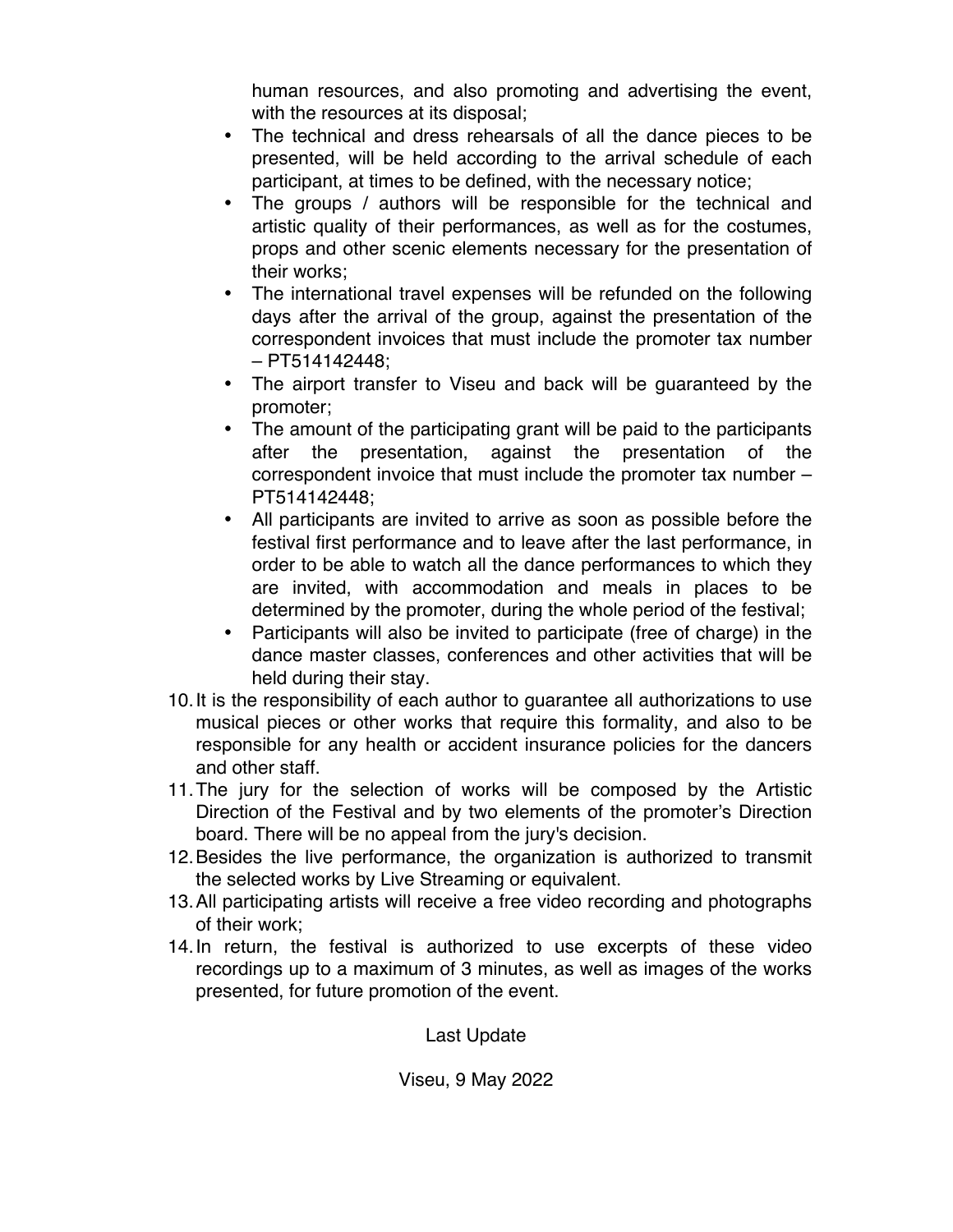human resources, and also promoting and advertising the event, with the resources at its disposal;

- The technical and dress rehearsals of all the dance pieces to be presented, will be held according to the arrival schedule of each participant, at times to be defined, with the necessary notice;
- The groups / authors will be responsible for the technical and artistic quality of their performances, as well as for the costumes, props and other scenic elements necessary for the presentation of their works;
- The international travel expenses will be refunded on the following days after the arrival of the group, against the presentation of the correspondent invoices that must include the promoter tax number – PT514142448;
- The airport transfer to Viseu and back will be guaranteed by the promoter;
- The amount of the participating grant will be paid to the participants after the presentation, against the presentation of the correspondent invoice that must include the promoter tax number – PT514142448;
- All participants are invited to arrive as soon as possible before the festival first performance and to leave after the last performance, in order to be able to watch all the dance performances to which they are invited, with accommodation and meals in places to be determined by the promoter, during the whole period of the festival;
- Participants will also be invited to participate (free of charge) in the dance master classes, conferences and other activities that will be held during their stay.

10. It is the responsibility of each author to guarantee all authorizations to use musical pieces or other works that require this formality, and also to be responsible for any health or accident insurance policies for the dancers and other staff.
11. The jury for the selection of works will be composed by the Artistic Direction of the Festival and by two elements of the promoter's Direction board. There will be no appeal from the jury's decision.
12. Besides the live performance, the organization is authorized to transmit the selected works by Live Streaming or equivalent.
13. All participating artists will receive a free video recording and photographs of their work;
14. In return, the festival is authorized to use excerpts of these video recordings up to a maximum of 3 minutes, as well as images of the works presented, for future promotion of the event.

Last Update

Viseu, 9 May 2022